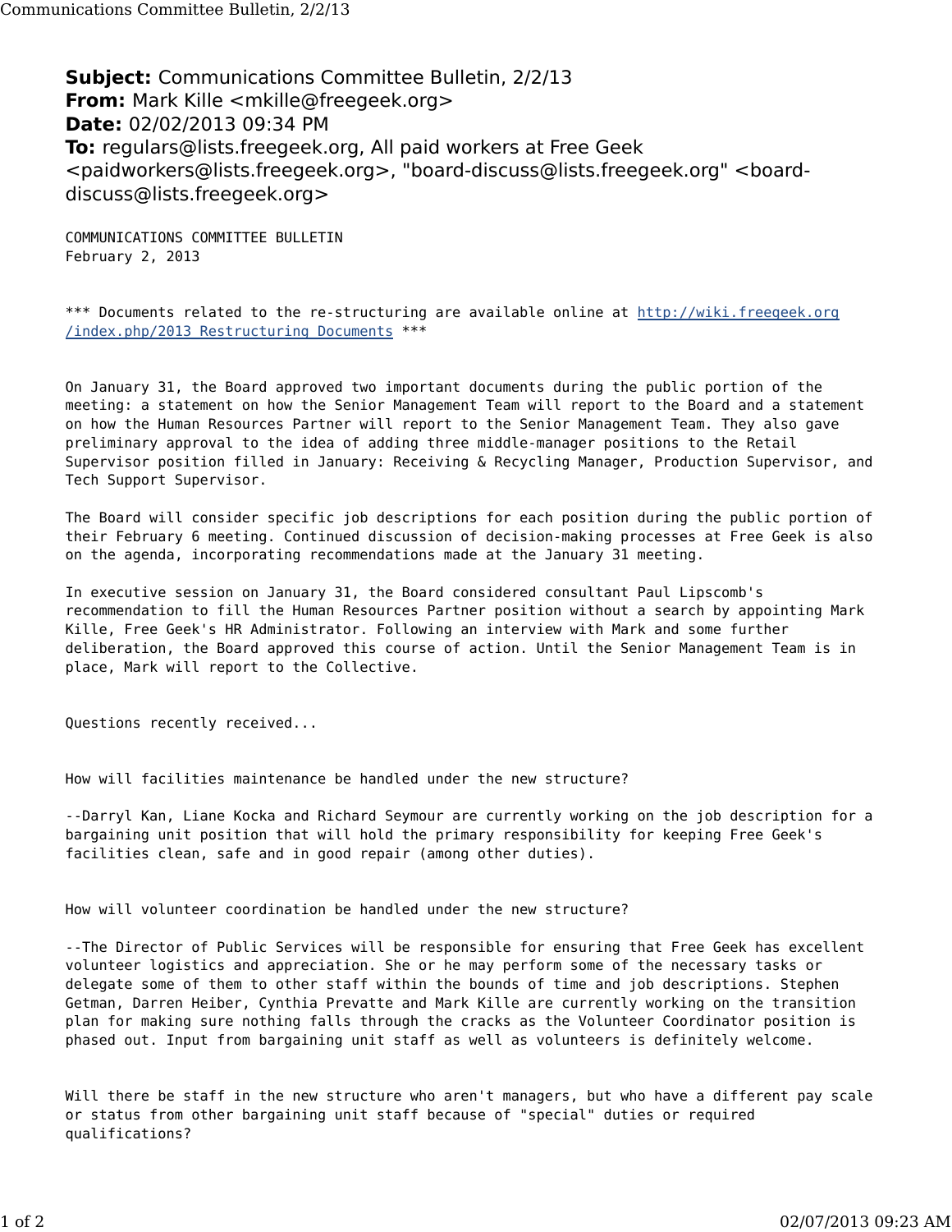**Subject:** Communications Committee Bulletin, 2/2/13
**From:** Mark Kille <mkille@freegeek.org>
**Date:** 02/02/2013 09:34 PM
**To:** regulars@lists.freegeek.org, All paid workers at Free Geek <paidworkers@lists.freegeek.org>, "board-discuss@lists.freegeek.org" <board-discuss@lists.freegeek.org>

COMMUNICATIONS COMMITTEE BULLETIN
February 2, 2013

*** Documents related to the re-structuring are available online at http://wiki.freegeek.org/index.php/2013_Restructuring_Documents ***

On January 31, the Board approved two important documents during the public portion of the meeting: a statement on how the Senior Management Team will report to the Board and a statement on how the Human Resources Partner will report to the Senior Management Team. They also gave preliminary approval to the idea of adding three middle-manager positions to the Retail Supervisor position filled in January: Receiving & Recycling Manager, Production Supervisor, and Tech Support Supervisor.

The Board will consider specific job descriptions for each position during the public portion of their February 6 meeting. Continued discussion of decision-making processes at Free Geek is also on the agenda, incorporating recommendations made at the January 31 meeting.

In executive session on January 31, the Board considered consultant Paul Lipscomb's recommendation to fill the Human Resources Partner position without a search by appointing Mark Kille, Free Geek's HR Administrator. Following an interview with Mark and some further deliberation, the Board approved this course of action. Until the Senior Management Team is in place, Mark will report to the Collective.

Questions recently received...

How will facilities maintenance be handled under the new structure?

--Darryl Kan, Liane Kocka and Richard Seymour are currently working on the job description for a bargaining unit position that will hold the primary responsibility for keeping Free Geek's facilities clean, safe and in good repair (among other duties).

How will volunteer coordination be handled under the new structure?

--The Director of Public Services will be responsible for ensuring that Free Geek has excellent volunteer logistics and appreciation. She or he may perform some of the necessary tasks or delegate some of them to other staff within the bounds of time and job descriptions. Stephen Getman, Darren Heiber, Cynthia Prevatte and Mark Kille are currently working on the transition plan for making sure nothing falls through the cracks as the Volunteer Coordinator position is phased out. Input from bargaining unit staff as well as volunteers is definitely welcome.

Will there be staff in the new structure who aren't managers, but who have a different pay scale or status from other bargaining unit staff because of "special" duties or required qualifications?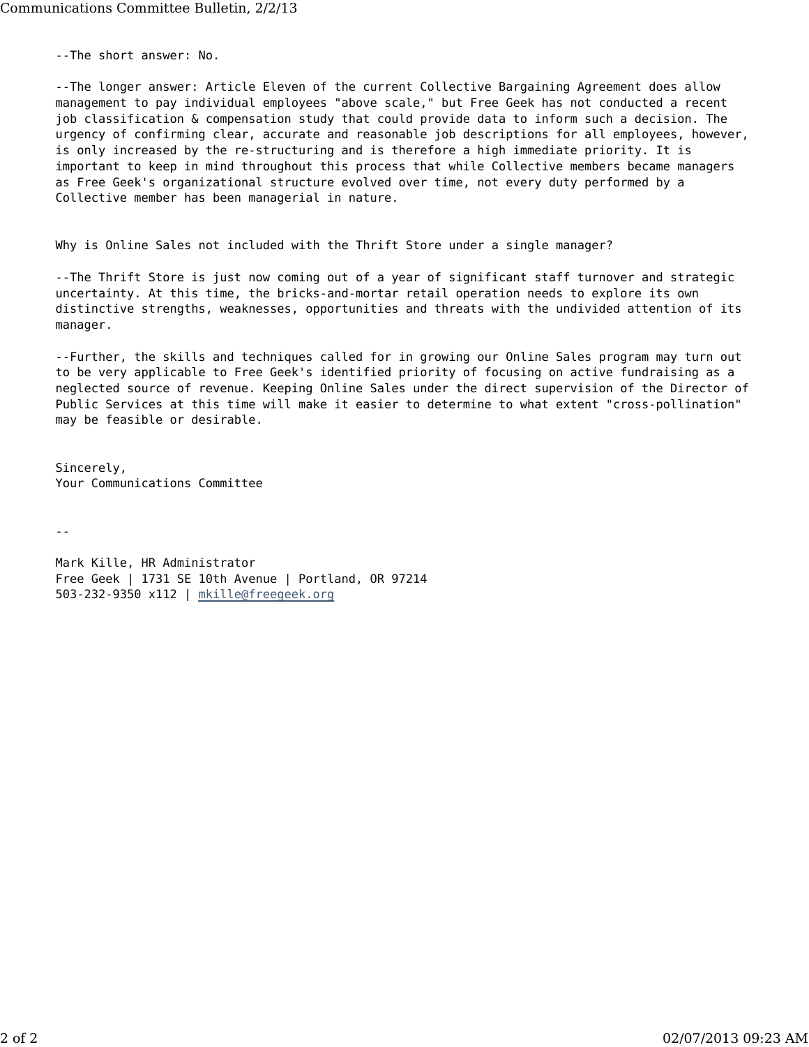--The short answer: No.

--The longer answer: Article Eleven of the current Collective Bargaining Agreement does allow management to pay individual employees "above scale," but Free Geek has not conducted a recent job classification & compensation study that could provide data to inform such a decision. The urgency of confirming clear, accurate and reasonable job descriptions for all employees, however, is only increased by the re-structuring and is therefore a high immediate priority. It is important to keep in mind throughout this process that while Collective members became managers as Free Geek's organizational structure evolved over time, not every duty performed by a Collective member has been managerial in nature.

Why is Online Sales not included with the Thrift Store under a single manager?

--The Thrift Store is just now coming out of a year of significant staff turnover and strategic uncertainty. At this time, the bricks-and-mortar retail operation needs to explore its own distinctive strengths, weaknesses, opportunities and threats with the undivided attention of its manager.

--Further, the skills and techniques called for in growing our Online Sales program may turn out to be very applicable to Free Geek's identified priority of focusing on active fundraising as a neglected source of revenue. Keeping Online Sales under the direct supervision of the Director of Public Services at this time will make it easier to determine to what extent "cross-pollination" may be feasible or desirable.

Sincerely,
Your Communications Committee

--

Mark Kille, HR Administrator
Free Geek | 1731 SE 10th Avenue | Portland, OR 97214
503-232-9350 x112 | mkille@freegeek.org